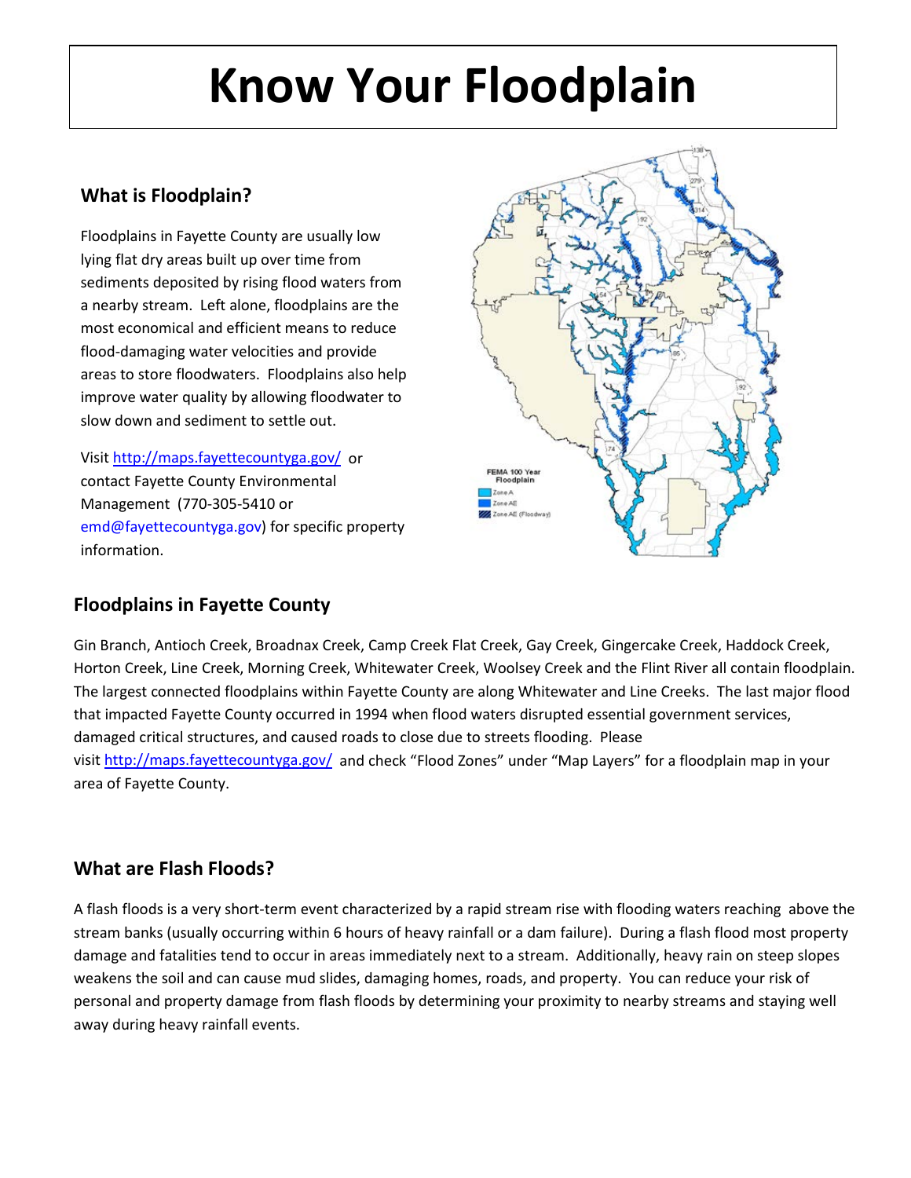# Know Your Floodplain

## What is Floodplain?

Floodplains in Fayette County are usually low lying flat dry areas built up over time from sediments deposited by rising flood waters from a nearby stream. Left alone, floodplains are the most economical and efficient means to reduce flood-damaging water velocities and provide areas to store floodwaters. Floodplains also help improve water quality by allowing floodwater to slow down and sediment to settle out.

Visit http://maps.fayettecountyga.gov/ or contact Fayette County Environmental Management (770-305-5410 or emd@fayettecountyga.gov) for specific property information.

FEMA 100 Year Floodplain
- Zone A
- Zone AE
- Zone AE (Floodway)

## Floodplains in Fayette County

Gin Branch, Antioch Creek, Broadnax Creek, Camp Creek Flat Creek, Gay Creek, Gingercake Creek, Haddock Creek, Horton Creek, Line Creek, Morning Creek, Whitewater Creek, Woolsey Creek and the Flint River all contain floodplain. The largest connected floodplains within Fayette County are along Whitewater and Line Creeks. The last major flood that impacted Fayette County occurred in 1994 when flood waters disrupted essential government services, damaged critical structures, and caused roads to close due to streets flooding. Please visit http://maps.fayettecountyga.gov/ and check "Flood Zones" under "Map Layers" for a floodplain map in your area of Fayette County.

## What are Flash Floods?

A flash floods is a very short-term event characterized by a rapid stream rise with flooding waters reaching above the stream banks (usually occurring within 6 hours of heavy rainfall or a dam failure). During a flash flood most property damage and fatalities tend to occur in areas immediately next to a stream. Additionally, heavy rain on steep slopes weakens the soil and can cause mud slides, damaging homes, roads, and property. You can reduce your risk of personal and property damage from flash floods by determining your proximity to nearby streams and staying well away during heavy rainfall events.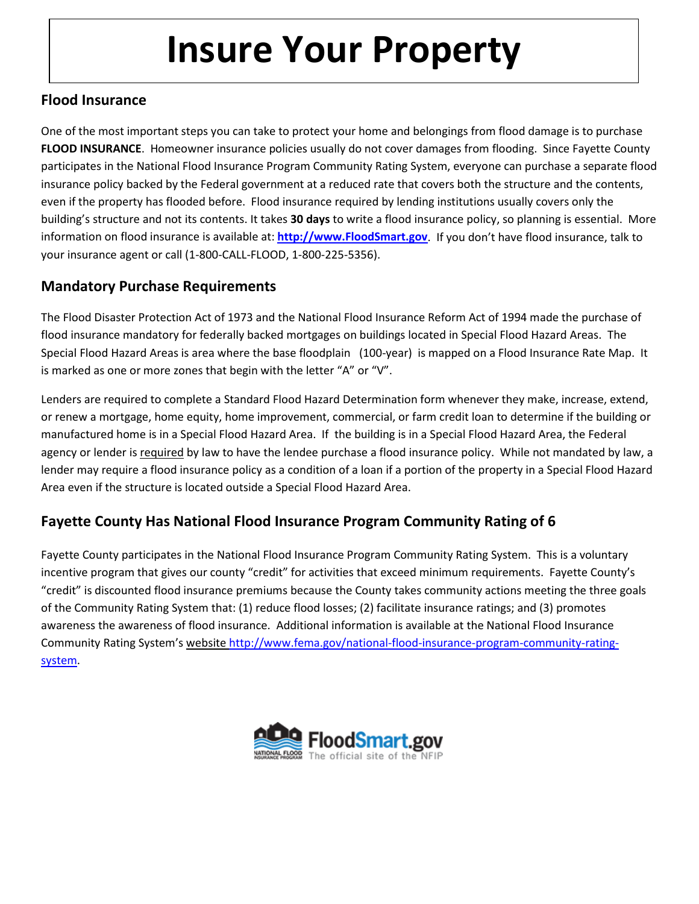# Insure Your Property

## Flood Insurance

One of the most important steps you can take to protect your home and belongings from flood damage is to purchase **FLOOD INSURANCE**. Homeowner insurance policies usually do not cover damages from flooding. Since Fayette County participates in the National Flood Insurance Program Community Rating System, everyone can purchase a separate flood insurance policy backed by the Federal government at a reduced rate that covers both the structure and the contents, even if the property has flooded before. Flood insurance required by lending institutions usually covers only the building's structure and not its contents. It takes **30 days** to write a flood insurance policy, so planning is essential. More information on flood insurance is available at: **http://www.FloodSmart.gov**. If you don't have flood insurance, talk to your insurance agent or call (1-800-CALL-FLOOD, 1-800-225-5356).

## Mandatory Purchase Requirements

The Flood Disaster Protection Act of 1973 and the National Flood Insurance Reform Act of 1994 made the purchase of flood insurance mandatory for federally backed mortgages on buildings located in Special Flood Hazard Areas. The Special Flood Hazard Areas is area where the base floodplain (100-year) is mapped on a Flood Insurance Rate Map. It is marked as one or more zones that begin with the letter "A" or "V".

Lenders are required to complete a Standard Flood Hazard Determination form whenever they make, increase, extend, or renew a mortgage, home equity, home improvement, commercial, or farm credit loan to determine if the building or manufactured home is in a Special Flood Hazard Area. If the building is in a Special Flood Hazard Area, the Federal agency or lender is required by law to have the lendee purchase a flood insurance policy. While not mandated by law, a lender may require a flood insurance policy as a condition of a loan if a portion of the property in a Special Flood Hazard Area even if the structure is located outside a Special Flood Hazard Area.

## Fayette County Has National Flood Insurance Program Community Rating of 6

Fayette County participates in the National Flood Insurance Program Community Rating System. This is a voluntary incentive program that gives our county "credit" for activities that exceed minimum requirements. Fayette County's "credit" is discounted flood insurance premiums because the County takes community actions meeting the three goals of the Community Rating System that: (1) reduce flood losses; (2) facilitate insurance ratings; and (3) promotes awareness the awareness of flood insurance. Additional information is available at the National Flood Insurance Community Rating System's website http://www.fema.gov/national-flood-insurance-program-community-rating-system.

FloodSmart.gov The official site of the NFIP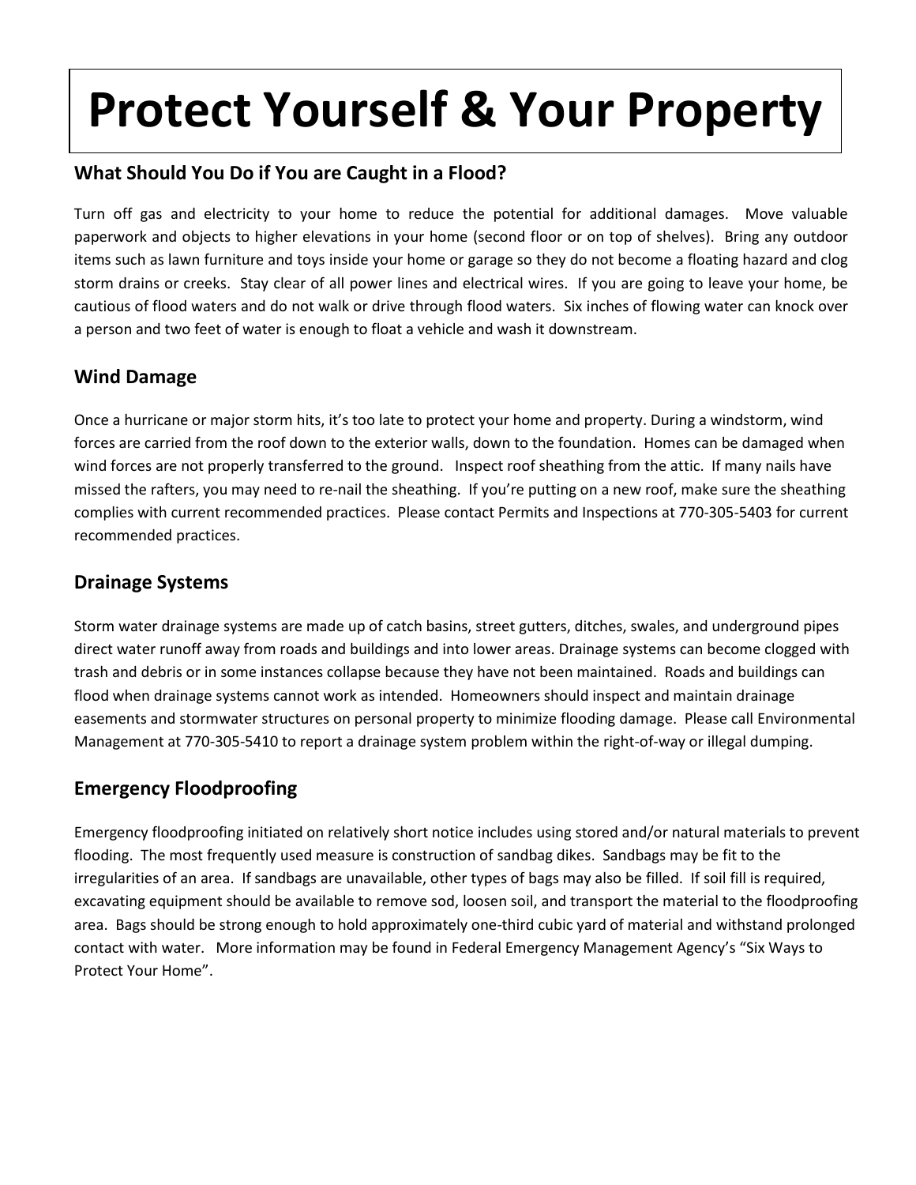# Protect Yourself & Your Property

## What Should You Do if You are Caught in a Flood?

Turn off gas and electricity to your home to reduce the potential for additional damages. Move valuable paperwork and objects to higher elevations in your home (second floor or on top of shelves). Bring any outdoor items such as lawn furniture and toys inside your home or garage so they do not become a floating hazard and clog storm drains or creeks. Stay clear of all power lines and electrical wires. If you are going to leave your home, be cautious of flood waters and do not walk or drive through flood waters. Six inches of flowing water can knock over a person and two feet of water is enough to float a vehicle and wash it downstream.

## Wind Damage

Once a hurricane or major storm hits, it's too late to protect your home and property. During a windstorm, wind forces are carried from the roof down to the exterior walls, down to the foundation. Homes can be damaged when wind forces are not properly transferred to the ground. Inspect roof sheathing from the attic. If many nails have missed the rafters, you may need to re-nail the sheathing. If you're putting on a new roof, make sure the sheathing complies with current recommended practices. Please contact Permits and Inspections at 770-305-5403 for current recommended practices.

## Drainage Systems

Storm water drainage systems are made up of catch basins, street gutters, ditches, swales, and underground pipes direct water runoff away from roads and buildings and into lower areas. Drainage systems can become clogged with trash and debris or in some instances collapse because they have not been maintained. Roads and buildings can flood when drainage systems cannot work as intended. Homeowners should inspect and maintain drainage easements and stormwater structures on personal property to minimize flooding damage. Please call Environmental Management at 770-305-5410 to report a drainage system problem within the right-of-way or illegal dumping.

## Emergency Floodproofing

Emergency floodproofing initiated on relatively short notice includes using stored and/or natural materials to prevent flooding. The most frequently used measure is construction of sandbag dikes. Sandbags may be fit to the irregularities of an area. If sandbags are unavailable, other types of bags may also be filled. If soil fill is required, excavating equipment should be available to remove sod, loosen soil, and transport the material to the floodproofing area. Bags should be strong enough to hold approximately one-third cubic yard of material and withstand prolonged contact with water. More information may be found in Federal Emergency Management Agency's "Six Ways to Protect Your Home".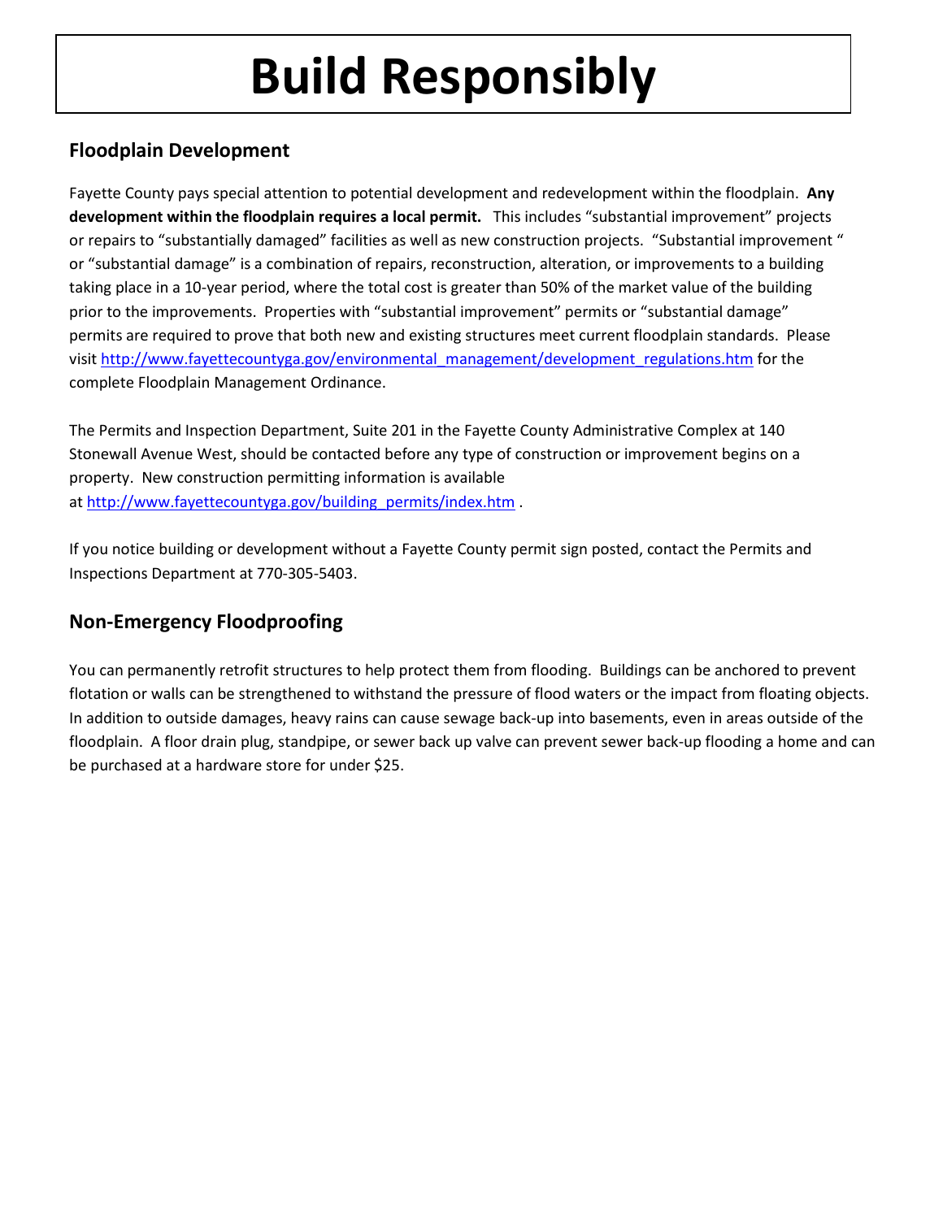# Build Responsibly

## Floodplain Development

Fayette County pays special attention to potential development and redevelopment within the floodplain. **Any development within the floodplain requires a local permit.** This includes "substantial improvement" projects or repairs to "substantially damaged" facilities as well as new construction projects. "Substantial improvement " or "substantial damage" is a combination of repairs, reconstruction, alteration, or improvements to a building taking place in a 10-year period, where the total cost is greater than 50% of the market value of the building prior to the improvements. Properties with "substantial improvement" permits or "substantial damage" permits are required to prove that both new and existing structures meet current floodplain standards. Please visit http://www.fayettecountyga.gov/environmental_management/development_regulations.htm for the complete Floodplain Management Ordinance.

The Permits and Inspection Department, Suite 201 in the Fayette County Administrative Complex at 140 Stonewall Avenue West, should be contacted before any type of construction or improvement begins on a property. New construction permitting information is available at http://www.fayettecountyga.gov/building_permits/index.htm .

If you notice building or development without a Fayette County permit sign posted, contact the Permits and Inspections Department at 770-305-5403.

## Non-Emergency Floodproofing

You can permanently retrofit structures to help protect them from flooding. Buildings can be anchored to prevent flotation or walls can be strengthened to withstand the pressure of flood waters or the impact from floating objects. In addition to outside damages, heavy rains can cause sewage back-up into basements, even in areas outside of the floodplain. A floor drain plug, standpipe, or sewer back up valve can prevent sewer back-up flooding a home and can be purchased at a hardware store for under $25.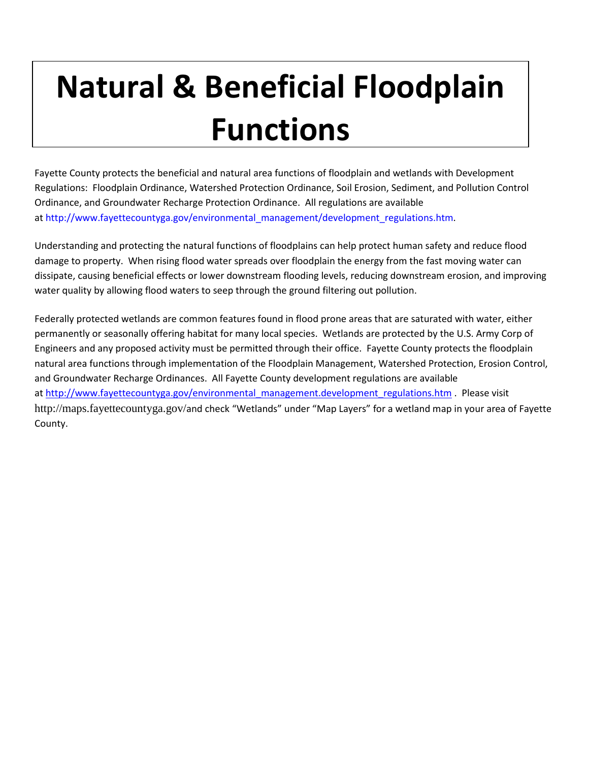# Natural & Beneficial Floodplain Functions

Fayette County protects the beneficial and natural area functions of floodplain and wetlands with Development Regulations: Floodplain Ordinance, Watershed Protection Ordinance, Soil Erosion, Sediment, and Pollution Control Ordinance, and Groundwater Recharge Protection Ordinance. All regulations are available at http://www.fayettecountyga.gov/environmental_management/development_regulations.htm.

Understanding and protecting the natural functions of floodplains can help protect human safety and reduce flood damage to property. When rising flood water spreads over floodplain the energy from the fast moving water can dissipate, causing beneficial effects or lower downstream flooding levels, reducing downstream erosion, and improving water quality by allowing flood waters to seep through the ground filtering out pollution.

Federally protected wetlands are common features found in flood prone areas that are saturated with water, either permanently or seasonally offering habitat for many local species. Wetlands are protected by the U.S. Army Corp of Engineers and any proposed activity must be permitted through their office. Fayette County protects the floodplain natural area functions through implementation of the Floodplain Management, Watershed Protection, Erosion Control, and Groundwater Recharge Ordinances. All Fayette County development regulations are available at http://www.fayettecountyga.gov/environmental_management.development_regulations.htm . Please visit http://maps.fayettecountyga.gov/and check “Wetlands” under “Map Layers” for a wetland map in your area of Fayette County.